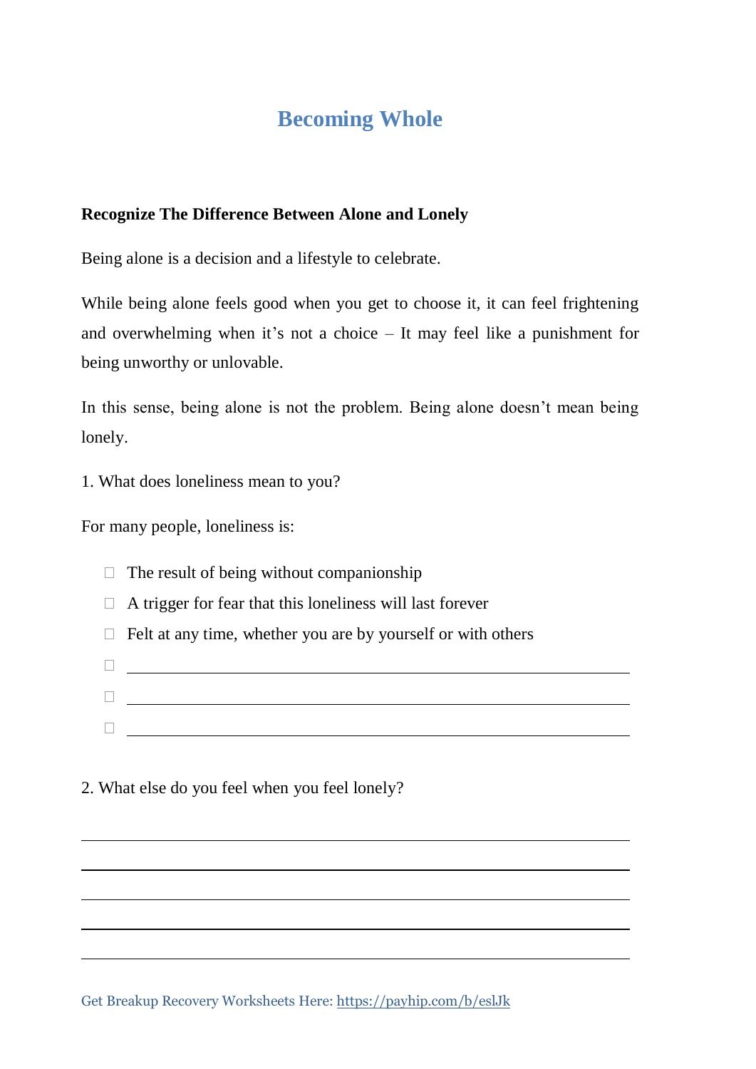# Becoming Whole

**Recognize The Difference Between Alone and Lonely**

Being alone is a decision and a lifestyle to celebrate.

While being alone feels good when you get to choose it, it can feel frightening and overwhelming when it's not a choice – It may feel like a punishment for being unworthy or unlovable.

In this sense, being alone is not the problem. Being alone doesn't mean being lonely.

1. What does loneliness mean to you?

For many people, loneliness is:

- ☐ The result of being without companionship
- ☐ A trigger for fear that this loneliness will last forever
- ☐ Felt at any time, whether you are by yourself or with others
- ☐ ______________________________
- ☐ ______________________________
- ☐ ______________________________

2. What else do you feel when you feel lonely?

______________________________

______________________________

______________________________

______________________________

______________________________

Get Breakup Recovery Worksheets Here: https://payhip.com/b/eslJk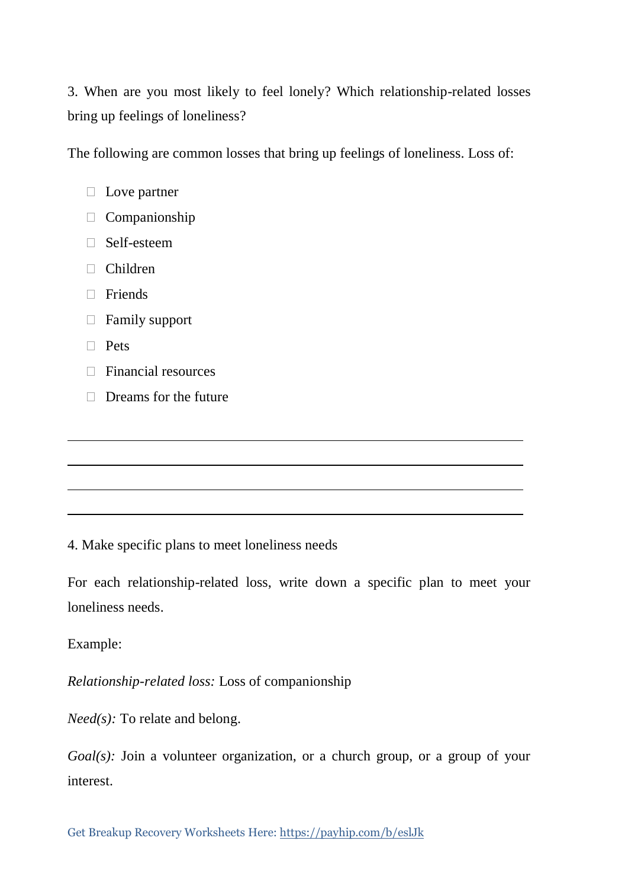3. When are you most likely to feel lonely? Which relationship-related losses bring up feelings of loneliness?

The following are common losses that bring up feelings of loneliness. Loss of:

- [ ] Love partner
- [ ] Companionship
- [ ] Self-esteem
- [ ] Children
- [ ] Friends
- [ ] Family support
- [ ] Pets
- [ ] Financial resources
- [ ] Dreams for the future

\_\_\_\_\_\_\_\_\_\_\_\_\_\_\_\_\_\_\_\_\_\_\_\_\_\_\_\_\_\_\_\_\_\_\_\_\_\_\_\_\_\_\_\_\_\_\_\_\_\_\_\_\_\_\_\_\_\_\_\_\_\_\_\_\_\_\_\_\_\_\_\_

\_\_\_\_\_\_\_\_\_\_\_\_\_\_\_\_\_\_\_\_\_\_\_\_\_\_\_\_\_\_\_\_\_\_\_\_\_\_\_\_\_\_\_\_\_\_\_\_\_\_\_\_\_\_\_\_\_\_\_\_\_\_\_\_\_\_\_\_\_\_\_\_

\_\_\_\_\_\_\_\_\_\_\_\_\_\_\_\_\_\_\_\_\_\_\_\_\_\_\_\_\_\_\_\_\_\_\_\_\_\_\_\_\_\_\_\_\_\_\_\_\_\_\_\_\_\_\_\_\_\_\_\_\_\_\_\_\_\_\_\_\_\_\_\_

\_\_\_\_\_\_\_\_\_\_\_\_\_\_\_\_\_\_\_\_\_\_\_\_\_\_\_\_\_\_\_\_\_\_\_\_\_\_\_\_\_\_\_\_\_\_\_\_\_\_\_\_\_\_\_\_\_\_\_\_\_\_\_\_\_\_\_\_\_\_\_\_

4. Make specific plans to meet loneliness needs

For each relationship-related loss, write down a specific plan to meet your loneliness needs.

Example:

*Relationship-related loss:* Loss of companionship

*Need(s):* To relate and belong.

*Goal(s):* Join a volunteer organization, or a church group, or a group of your interest.

Get Breakup Recovery Worksheets Here: https://payhip.com/b/eslJk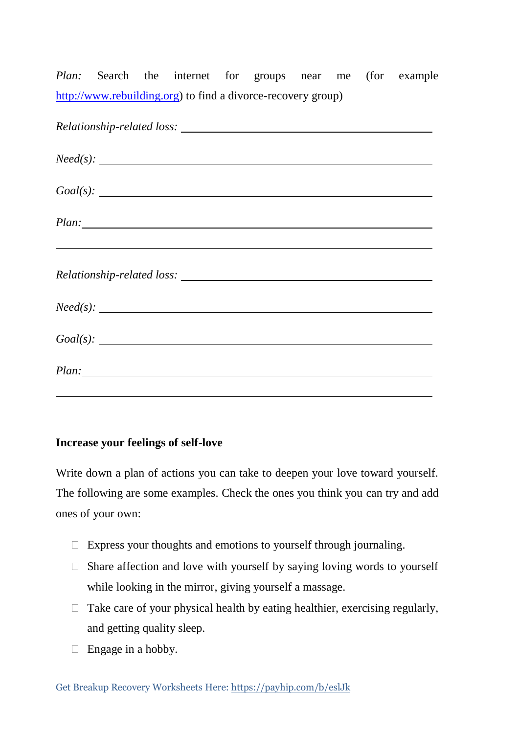*Plan:* Search the internet for groups near me (for example http://www.rebuilding.org) to find a divorce-recovery group)

*Relationship-related loss:* ______________________________________________

*Need(s):* ______________________________________________

*Goal(s):* ______________________________________________

*Plan:* ______________________________________________

______________________________________________

*Relationship-related loss:* ______________________________________________

*Need(s):* ______________________________________________

*Goal(s):* ______________________________________________

*Plan:* ______________________________________________

______________________________________________

**Increase your feelings of self-love**

Write down a plan of actions you can take to deepen your love toward yourself. The following are some examples. Check the ones you think you can try and add ones of your own:

- ☐ Express your thoughts and emotions to yourself through journaling.
- ☐ Share affection and love with yourself by saying loving words to yourself while looking in the mirror, giving yourself a massage.
- ☐ Take care of your physical health by eating healthier, exercising regularly, and getting quality sleep.
- ☐ Engage in a hobby.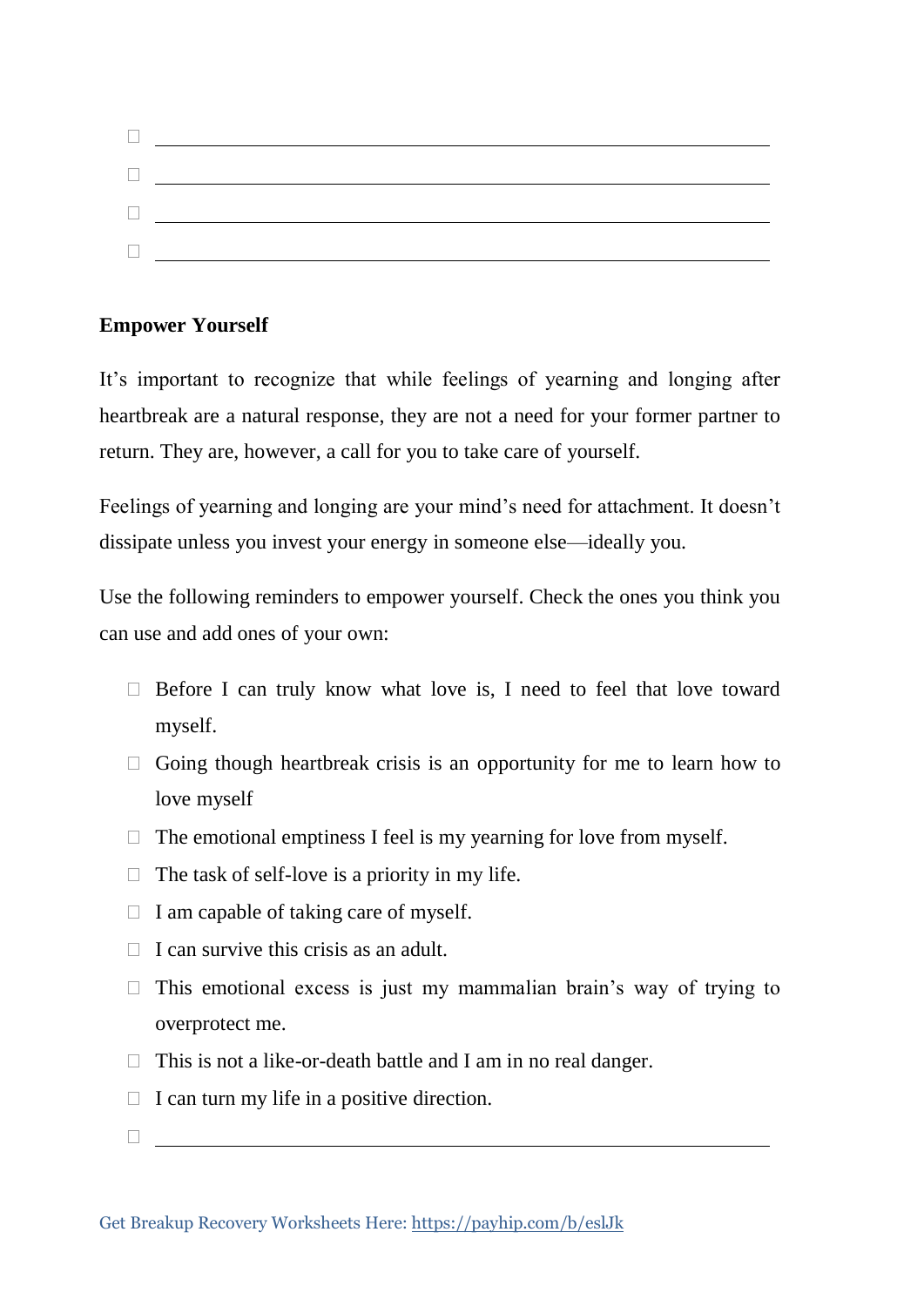- ☐ ______________________________
- ☐ ______________________________
- ☐ ______________________________
- ☐ ______________________________

**Empower Yourself**

It's important to recognize that while feelings of yearning and longing after heartbreak are a natural response, they are not a need for your former partner to return. They are, however, a call for you to take care of yourself.

Feelings of yearning and longing are your mind's need for attachment. It doesn't dissipate unless you invest your energy in someone else—ideally you.

Use the following reminders to empower yourself. Check the ones you think you can use and add ones of your own:

- ☐ Before I can truly know what love is, I need to feel that love toward myself.
- ☐ Going though heartbreak crisis is an opportunity for me to learn how to love myself
- ☐ The emotional emptiness I feel is my yearning for love from myself.
- ☐ The task of self-love is a priority in my life.
- ☐ I am capable of taking care of myself.
- ☐ I can survive this crisis as an adult.
- ☐ This emotional excess is just my mammalian brain's way of trying to overprotect me.
- ☐ This is not a like-or-death battle and I am in no real danger.
- ☐ I can turn my life in a positive direction.
- ☐ ______________________________

Get Breakup Recovery Worksheets Here: https://payhip.com/b/eslJk